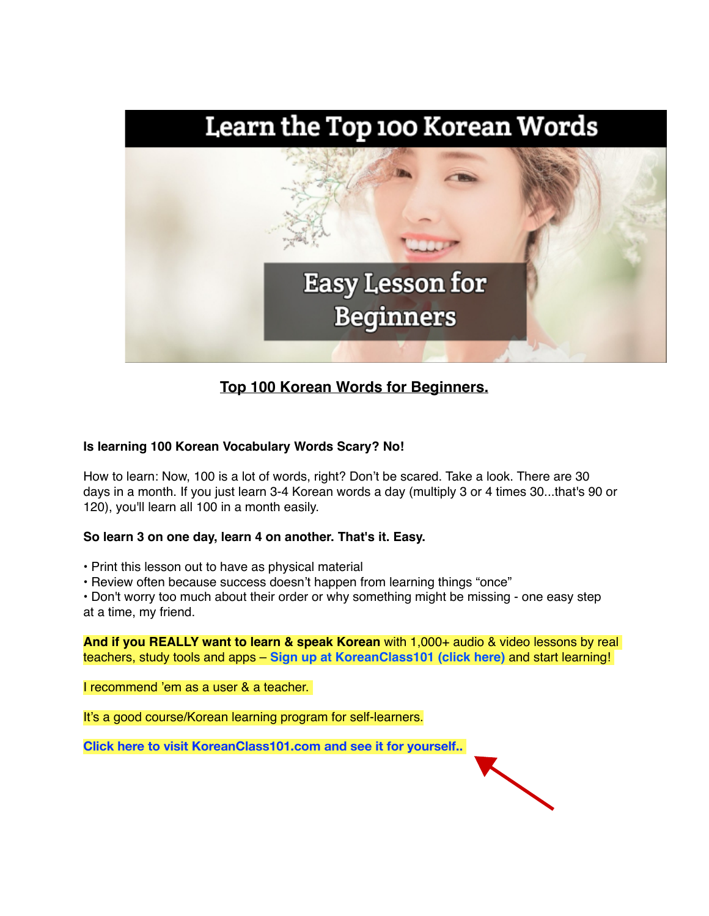Learn the Top 100 Korean Words

Easy Lesson for Beginners

# Top 100 Korean Words for Beginners.

**Is learning 100 Korean Vocabulary Words Scary? No!**

How to learn: Now, 100 is a lot of words, right? Don't be scared. Take a look. There are 30 days in a month. If you just learn 3-4 Korean words a day (multiply 3 or 4 times 30...that's 90 or 120), you'll learn all 100 in a month easily.

**So learn 3 on one day, learn 4 on another. That's it. Easy.**

- Print this lesson out to have as physical material
- Review often because success doesn't happen from learning things "once"
- Don't worry too much about their order or why something might be missing - one easy step at a time, my friend.

**And if you REALLY want to learn & speak Korean** with 1,000+ audio & video lessons by real teachers, study tools and apps – **Sign up at KoreanClass101 (click here)** and start learning!

I recommend 'em as a user & a teacher.

It's a good course/Korean learning program for self-learners.

**Click here to visit KoreanClass101.com and see it for yourself..**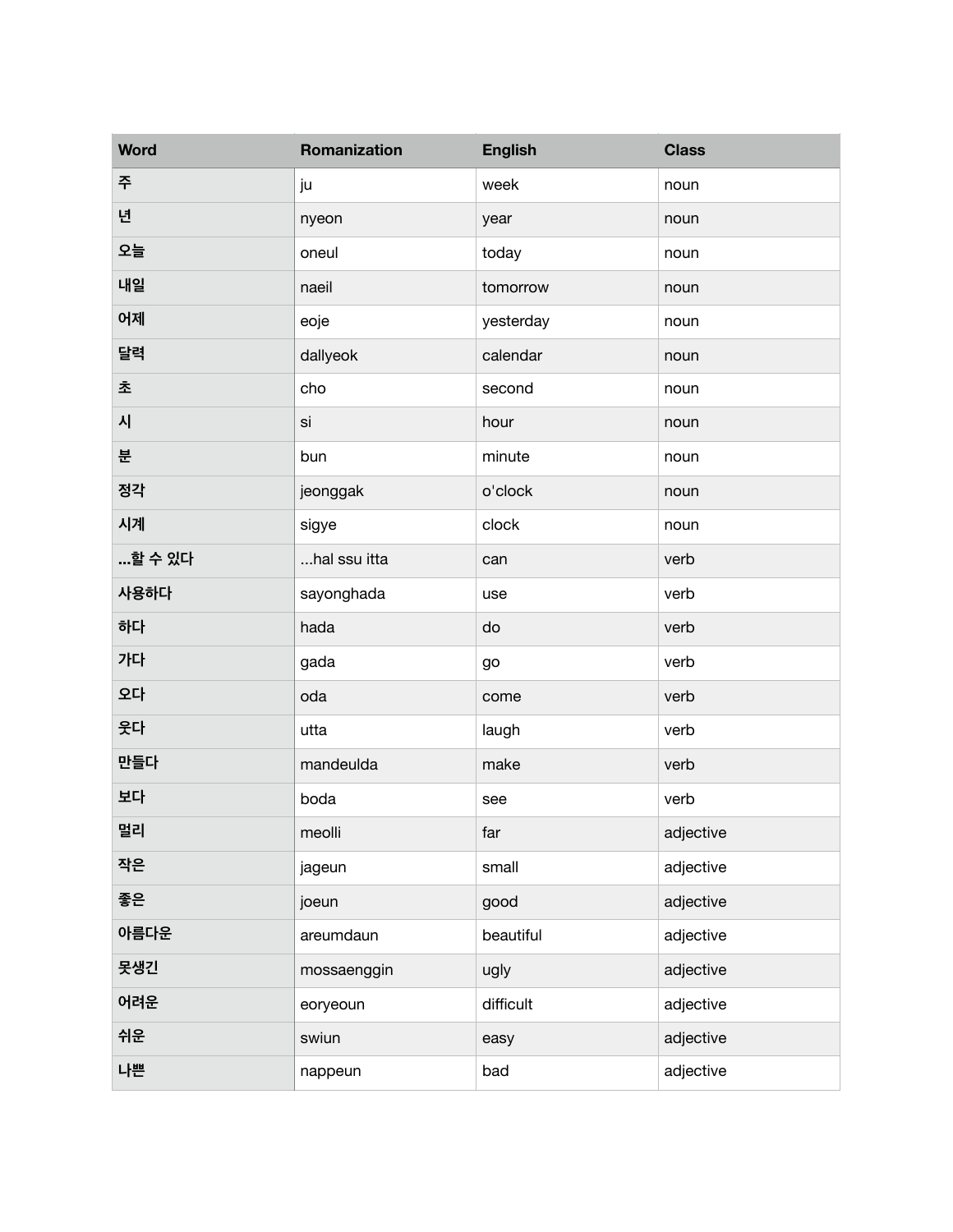| Word | Romanization | English | Class |
| --- | --- | --- | --- |
| 주 | ju | week | noun |
| 년 | nyeon | year | noun |
| 오늘 | oneul | today | noun |
| 내일 | naeil | tomorrow | noun |
| 어제 | eoje | yesterday | noun |
| 달력 | dallyeok | calendar | noun |
| 초 | cho | second | noun |
| 시 | si | hour | noun |
| 분 | bun | minute | noun |
| 정각 | jeonggak | o'clock | noun |
| 시계 | sigye | clock | noun |
| ...할 수 있다 | ...hal ssu itta | can | verb |
| 사용하다 | sayonghada | use | verb |
| 하다 | hada | do | verb |
| 가다 | gada | go | verb |
| 오다 | oda | come | verb |
| 웃다 | utta | laugh | verb |
| 만들다 | mandeulda | make | verb |
| 보다 | boda | see | verb |
| 멀리 | meolli | far | adjective |
| 작은 | jageun | small | adjective |
| 좋은 | joeun | good | adjective |
| 아름다운 | areumdaun | beautiful | adjective |
| 못생긴 | mossaenggin | ugly | adjective |
| 어려운 | eoryeoun | difficult | adjective |
| 쉬운 | swiun | easy | adjective |
| 나쁜 | nappeun | bad | adjective |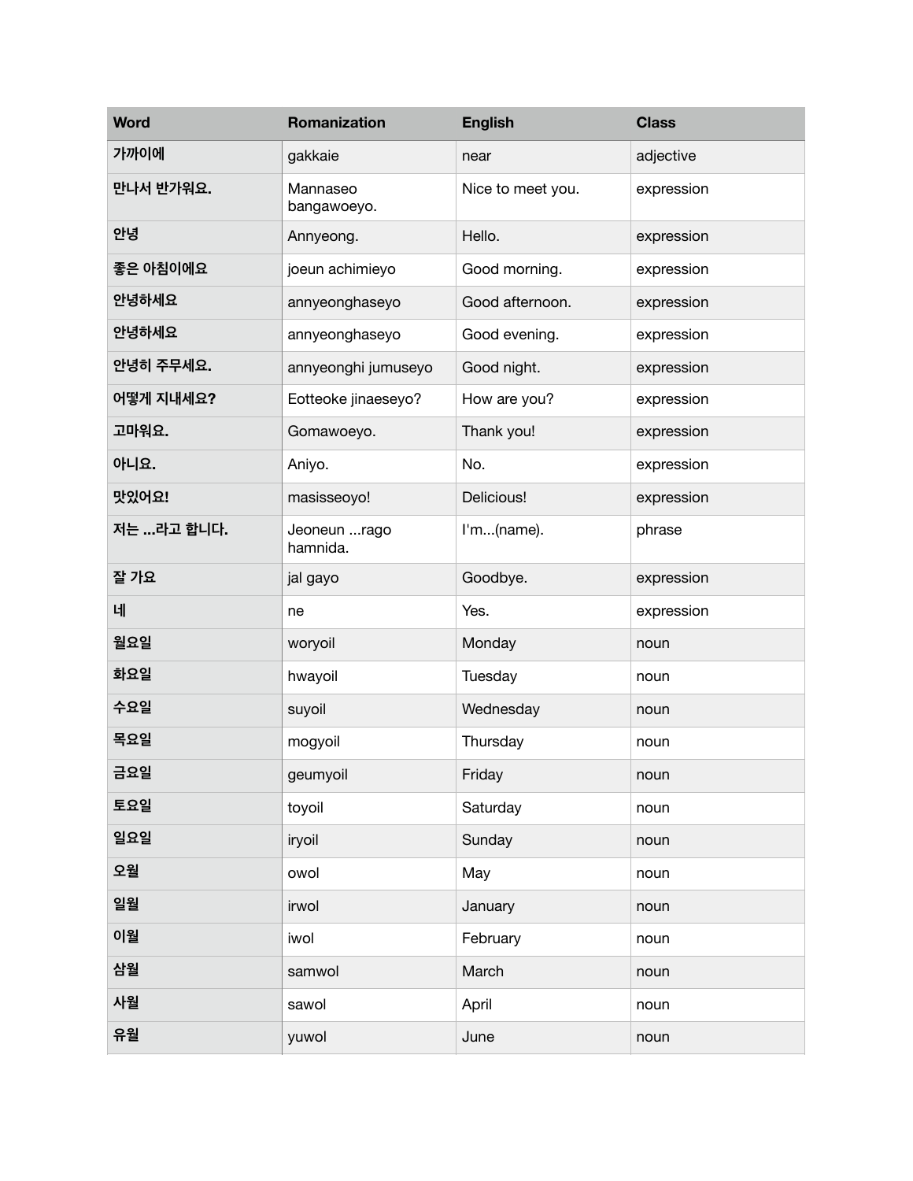| Word | Romanization | English | Class |
|---|---|---|---|
| 가까이에 | gakkaie | near | adjective |
| 만나서 반가워요. | Mannaseo bangawoeyo. | Nice to meet you. | expression |
| 안녕 | Annyeong. | Hello. | expression |
| 좋은 아침이에요 | joeun achimieyo | Good morning. | expression |
| 안녕하세요 | annyeonghaseyo | Good afternoon. | expression |
| 안녕하세요 | annyeonghaseyo | Good evening. | expression |
| 안녕히 주무세요. | annyeonghi jumuseyo | Good night. | expression |
| 어떻게 지내세요? | Eotteoke jinaeseyo? | How are you? | expression |
| 고마워요. | Gomawoeyo. | Thank you! | expression |
| 아니요. | Aniyo. | No. | expression |
| 맛있어요! | masisseoyo! | Delicious! | expression |
| 저는 ...라고 합니다. | Jeoneun ...rago hamnida. | I'm...(name). | phrase |
| 잘 가요 | jal gayo | Goodbye. | expression |
| 네 | ne | Yes. | expression |
| 월요일 | woryoil | Monday | noun |
| 화요일 | hwayoil | Tuesday | noun |
| 수요일 | suyoil | Wednesday | noun |
| 목요일 | mogyoil | Thursday | noun |
| 금요일 | geumyoil | Friday | noun |
| 토요일 | toyoil | Saturday | noun |
| 일요일 | iryoil | Sunday | noun |
| 오월 | owol | May | noun |
| 일월 | irwol | January | noun |
| 이월 | iwol | February | noun |
| 삼월 | samwol | March | noun |
| 사월 | sawol | April | noun |
| 유월 | yuwol | June | noun |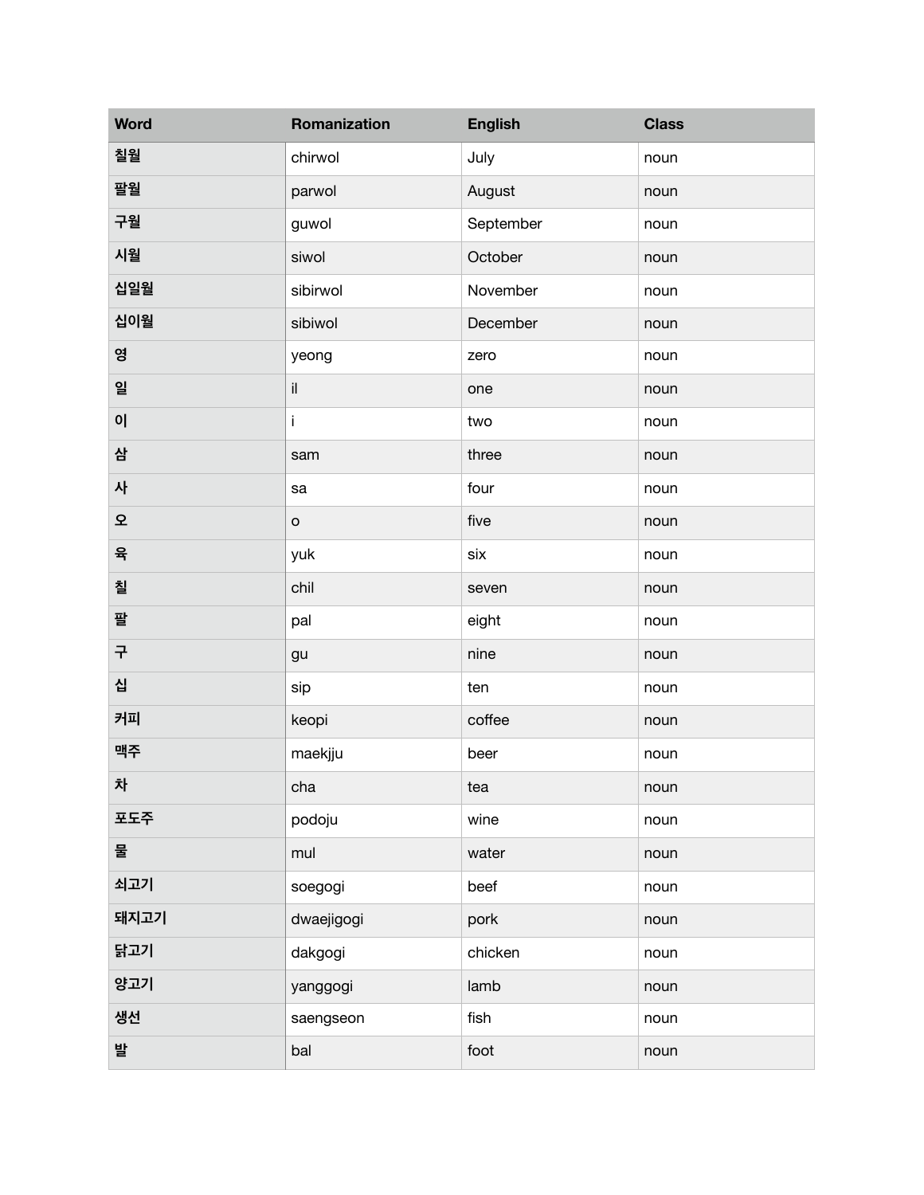| Word | Romanization | English | Class |
| --- | --- | --- | --- |
| 칠월 | chirwol | July | noun |
| 팔월 | parwol | August | noun |
| 구월 | guwol | September | noun |
| 시월 | siwol | October | noun |
| 십일월 | sibirwol | November | noun |
| 십이월 | sibiwol | December | noun |
| 영 | yeong | zero | noun |
| 일 | il | one | noun |
| 이 | i | two | noun |
| 삼 | sam | three | noun |
| 사 | sa | four | noun |
| 오 | o | five | noun |
| 육 | yuk | six | noun |
| 칠 | chil | seven | noun |
| 팔 | pal | eight | noun |
| 구 | gu | nine | noun |
| 십 | sip | ten | noun |
| 커피 | keopi | coffee | noun |
| 맥주 | maekjju | beer | noun |
| 차 | cha | tea | noun |
| 포도주 | podoju | wine | noun |
| 물 | mul | water | noun |
| 쇠고기 | soegogi | beef | noun |
| 돼지고기 | dwaejigogi | pork | noun |
| 닭고기 | dakgogi | chicken | noun |
| 양고기 | yanggogi | lamb | noun |
| 생선 | saengseon | fish | noun |
| 발 | bal | foot | noun |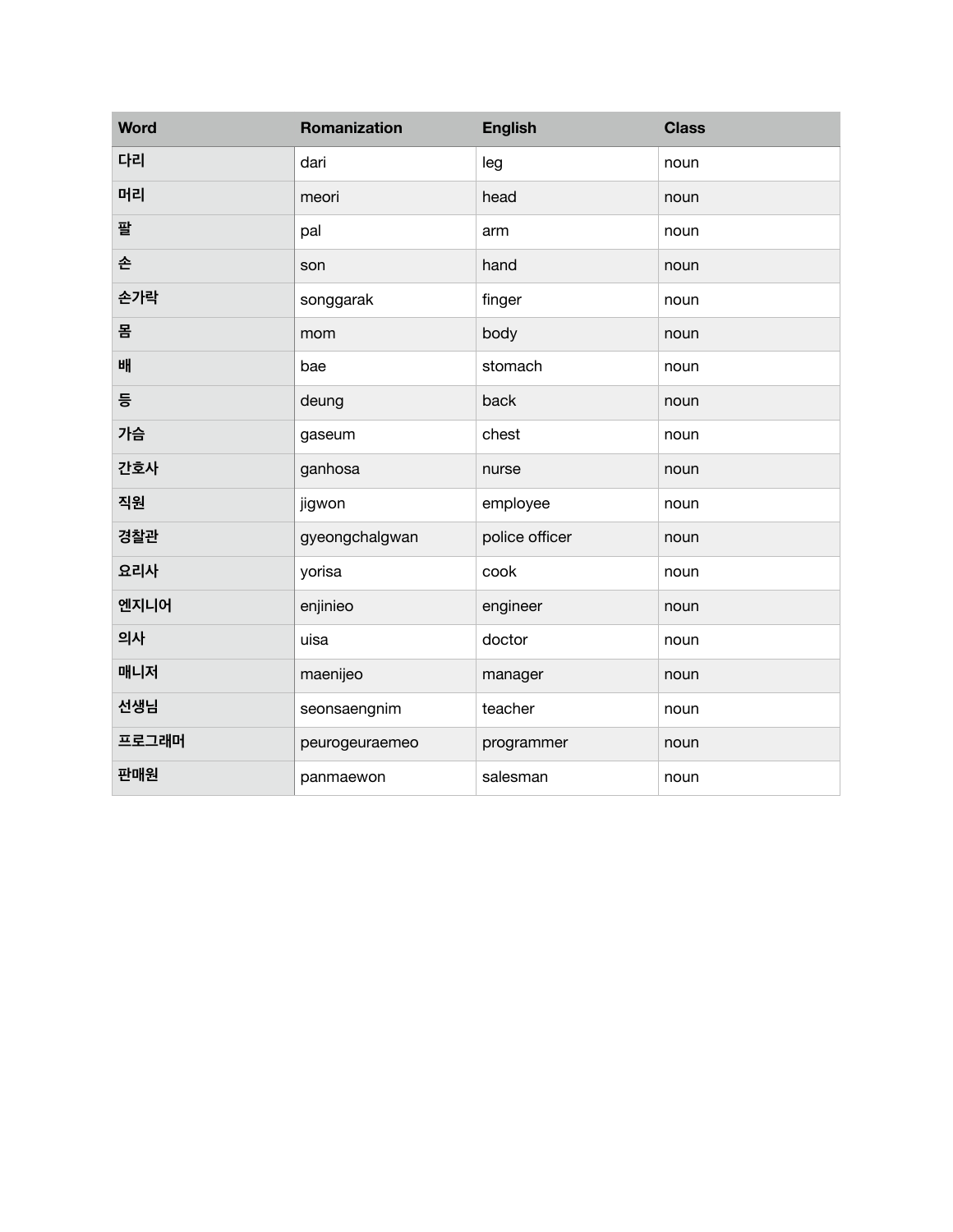| Word | Romanization | English | Class |
| --- | --- | --- | --- |
| 다리 | dari | leg | noun |
| 머리 | meori | head | noun |
| 팔 | pal | arm | noun |
| 손 | son | hand | noun |
| 손가락 | songgarak | finger | noun |
| 몸 | mom | body | noun |
| 배 | bae | stomach | noun |
| 등 | deung | back | noun |
| 가슴 | gaseum | chest | noun |
| 간호사 | ganhosa | nurse | noun |
| 직원 | jigwon | employee | noun |
| 경찰관 | gyeongchalgwan | police officer | noun |
| 요리사 | yorisa | cook | noun |
| 엔지니어 | enjinieo | engineer | noun |
| 의사 | uisa | doctor | noun |
| 매니저 | maenijeo | manager | noun |
| 선생님 | seonsaengnim | teacher | noun |
| 프로그래머 | peurogeuraemeo | programmer | noun |
| 판매원 | panmaewon | salesman | noun |